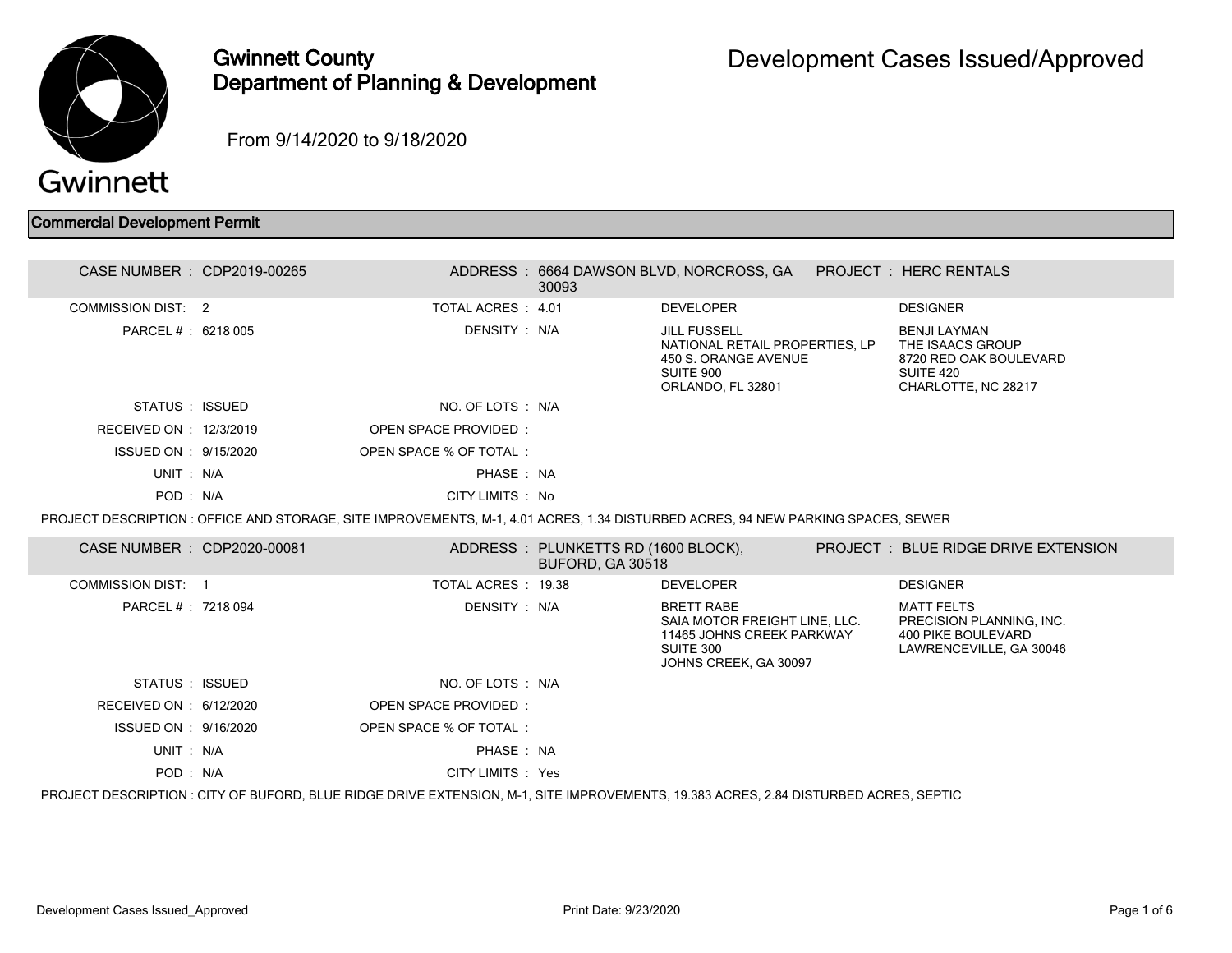# Gwinnett County Department of Planning & Development

## Development Cases Issued/Approved

From 9/14/2020 to 9/18/2020

### Commercial Development Permit

| | | | | | |
|---|---|---|---|---|---|
| CASE NUMBER : | CDP2019-00265 | ADDRESS : | 6664 DAWSON BLVD, NORCROSS, GA 30093 | PROJECT : | HERC RENTALS |
| COMMISSION DIST: | 2 | TOTAL ACRES : | 4.01 | DEVELOPER | DESIGNER |
| PARCEL # : | 6218 005 | DENSITY : | N/A | JILL FUSSELL<br>NATIONAL RETAIL PROPERTIES, LP<br>450 S. ORANGE AVENUE<br>SUITE 900<br>ORLANDO, FL 32801 | BENJI LAYMAN<br>THE ISAACS GROUP<br>8720 RED OAK BOULEVARD<br>SUITE 420<br>CHARLOTTE, NC 28217 |
| STATUS : | ISSUED | NO. OF LOTS : | N/A | | |
| RECEIVED ON : | 12/3/2019 | OPEN SPACE PROVIDED : | | | |
| ISSUED ON : | 9/15/2020 | OPEN SPACE % OF TOTAL : | | | |
| UNIT : | N/A | PHASE : | NA | | |
| POD : | N/A | CITY LIMITS : | No | | |

PROJECT DESCRIPTION : OFFICE AND STORAGE, SITE IMPROVEMENTS, M-1, 4.01 ACRES, 1.34 DISTURBED ACRES, 94 NEW PARKING SPACES, SEWER

| | | | | | |
|---|---|---|---|---|---|
| CASE NUMBER : | CDP2020-00081 | ADDRESS : | PLUNKETTS RD (1600 BLOCK), BUFORD, GA 30518 | PROJECT : | BLUE RIDGE DRIVE EXTENSION |
| COMMISSION DIST: | 1 | TOTAL ACRES : | 19.38 | DEVELOPER | DESIGNER |
| PARCEL # : | 7218 094 | DENSITY : | N/A | BRETT RABE<br>SAIA MOTOR FREIGHT LINE, LLC.<br>11465 JOHNS CREEK PARKWAY<br>SUITE 300<br>JOHNS CREEK, GA 30097 | MATT FELTS<br>PRECISION PLANNING, INC.<br>400 PIKE BOULEVARD<br>LAWRENCEVILLE, GA 30046 |
| STATUS : | ISSUED | NO. OF LOTS : | N/A | | |
| RECEIVED ON : | 6/12/2020 | OPEN SPACE PROVIDED : | | | |
| ISSUED ON : | 9/16/2020 | OPEN SPACE % OF TOTAL : | | | |
| UNIT : | N/A | PHASE : | NA | | |
| POD : | N/A | CITY LIMITS : | Yes | | |

PROJECT DESCRIPTION : CITY OF BUFORD, BLUE RIDGE DRIVE EXTENSION, M-1, SITE IMPROVEMENTS, 19.383 ACRES, 2.84 DISTURBED ACRES, SEPTIC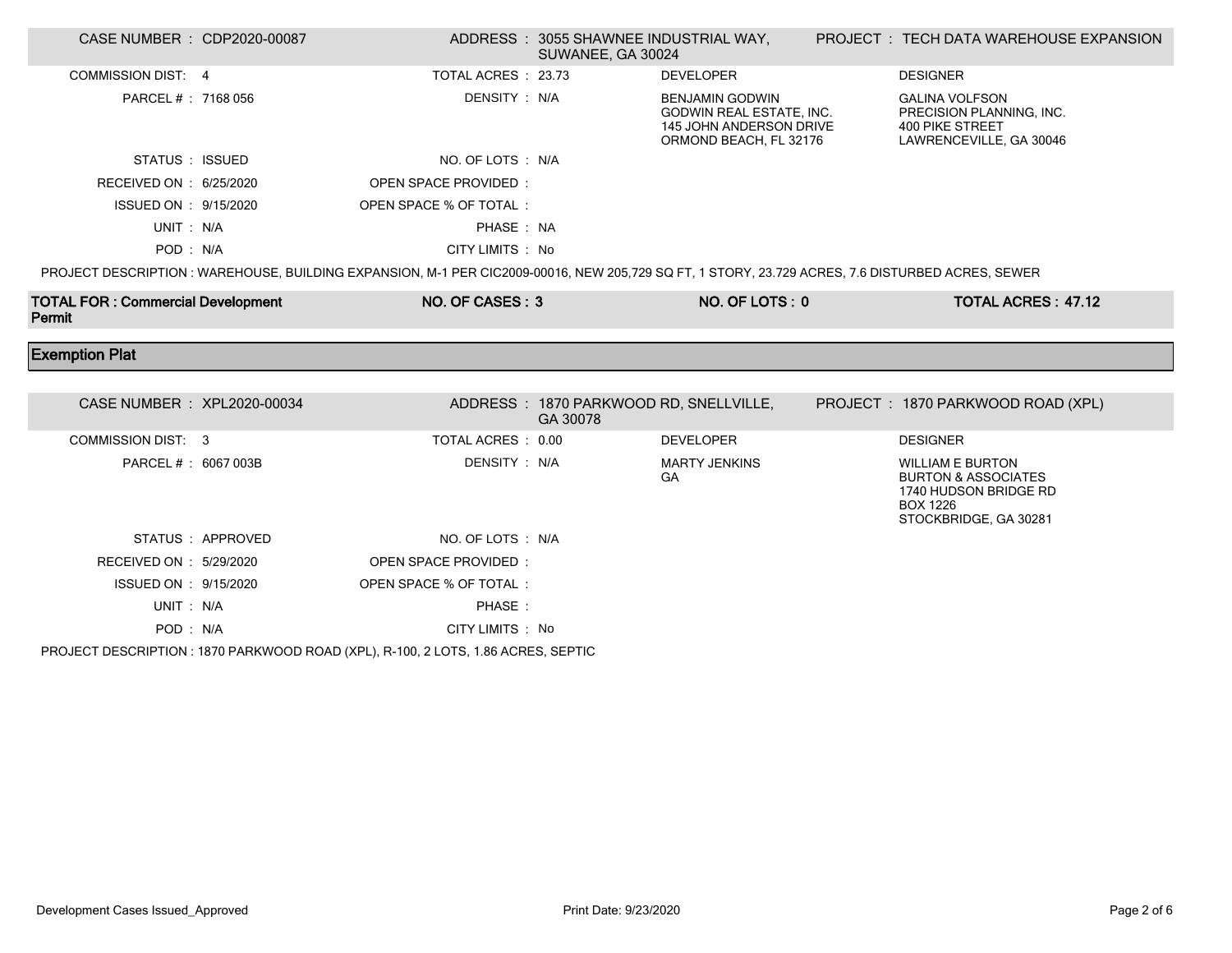| CASE NUMBER : CDP2020-00087 | ADDRESS : 3055 SHAWNEE INDUSTRIAL WAY, SUWANEE, GA 30024 | PROJECT : TECH DATA WAREHOUSE EXPANSION | |
|---|---|---|---|
| COMMISSION DIST: 4 | TOTAL ACRES : 23.73 | DEVELOPER | DESIGNER |
| PARCEL # : 7168 056 | DENSITY : N/A | BENJAMIN GODWIN<br>GODWIN REAL ESTATE, INC.<br>145 JOHN ANDERSON DRIVE<br>ORMOND BEACH, FL 32176 | GALINA VOLFSON<br>PRECISION PLANNING, INC.<br>400 PIKE STREET<br>LAWRENCEVILLE, GA 30046 |
| STATUS : ISSUED | NO. OF LOTS : N/A | | |
| RECEIVED ON : 6/25/2020 | OPEN SPACE PROVIDED : | | |
| ISSUED ON : 9/15/2020 | OPEN SPACE % OF TOTAL : | | |
| UNIT : N/A | PHASE : NA | | |
| POD : N/A | CITY LIMITS : No | | |

PROJECT DESCRIPTION : WAREHOUSE, BUILDING EXPANSION, M-1 PER CIC2009-00016, NEW 205,729 SQ FT, 1 STORY, 23.729 ACRES, 7.6 DISTURBED ACRES, SEWER

| TOTAL FOR : Commercial Development Permit | NO. OF CASES : 3 | NO. OF LOTS : 0 | TOTAL ACRES : 47.12 |
|---|---|---|---|

## Exemption Plat

| CASE NUMBER : XPL2020-00034 | ADDRESS : 1870 PARKWOOD RD, SNELLVILLE, GA 30078 | PROJECT : 1870 PARKWOOD ROAD (XPL) | |
|---|---|---|---|
| COMMISSION DIST: 3 | TOTAL ACRES : 0.00 | DEVELOPER | DESIGNER |
| PARCEL # : 6067 003B | DENSITY : N/A | MARTY JENKINS<br>GA | WILLIAM E BURTON<br>BURTON & ASSOCIATES<br>1740 HUDSON BRIDGE RD<br>BOX 1226<br>STOCKBRIDGE, GA 30281 |
| STATUS : APPROVED | NO. OF LOTS : N/A | | |
| RECEIVED ON : 5/29/2020 | OPEN SPACE PROVIDED : | | |
| ISSUED ON : 9/15/2020 | OPEN SPACE % OF TOTAL : | | |
| UNIT : N/A | PHASE : | | |
| POD : N/A | CITY LIMITS : No | | |

PROJECT DESCRIPTION : 1870 PARKWOOD ROAD (XPL), R-100, 2 LOTS, 1.86 ACRES, SEPTIC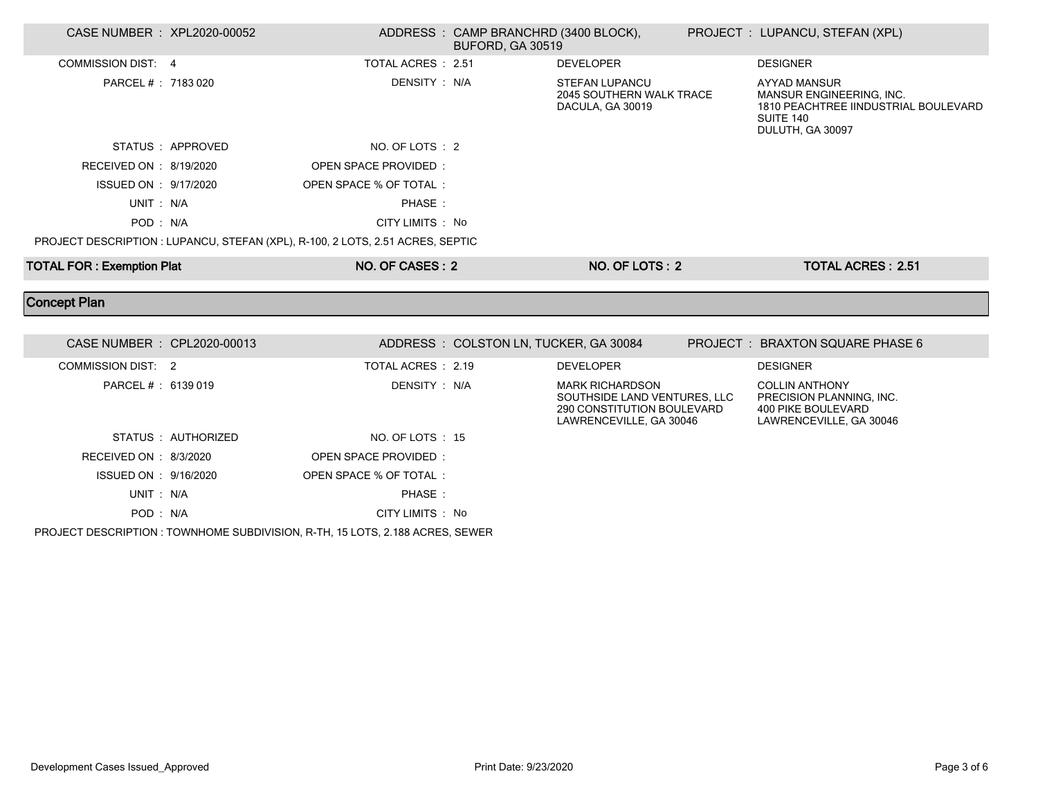| | | | |
|---|---|---|---|
| CASE NUMBER : XPL2020-00052 | ADDRESS : CAMP BRANCHRD (3400 BLOCK), BUFORD, GA 30519 | | PROJECT : LUPANCU, STEFAN (XPL) |
| COMMISSION DIST: 4 | TOTAL ACRES : 2.51 | DEVELOPER | DESIGNER |
| PARCEL # : 7183 020 | DENSITY : N/A | STEFAN LUPANCU<br>2045 SOUTHERN WALK TRACE<br>DACULA, GA 30019 | AYYAD MANSUR<br>MANSUR ENGINEERING, INC.<br>1810 PEACHTREE IINDUSTRIAL BOULEVARD<br>SUITE 140<br>DULUTH, GA 30097 |
| STATUS : APPROVED | NO. OF LOTS : 2 | | |
| RECEIVED ON : 8/19/2020 | OPEN SPACE PROVIDED : | | |
| ISSUED ON : 9/17/2020 | OPEN SPACE % OF TOTAL : | | |
| UNIT : N/A | PHASE : | | |
| POD : N/A | CITY LIMITS : No | | |

PROJECT DESCRIPTION : LUPANCU, STEFAN (XPL), R-100, 2 LOTS, 2.51 ACRES, SEPTIC

| TOTAL FOR : Exemption Plat | NO. OF CASES : 2 | NO. OF LOTS : 2 | TOTAL ACRES : 2.51 |
|---|---|---|---|

## Concept Plan

| | | | |
|---|---|---|---|
| CASE NUMBER : CPL2020-00013 | ADDRESS : COLSTON LN, TUCKER, GA 30084 | | PROJECT : BRAXTON SQUARE PHASE 6 |
| COMMISSION DIST: 2 | TOTAL ACRES : 2.19 | DEVELOPER | DESIGNER |
| PARCEL # : 6139 019 | DENSITY : N/A | MARK RICHARDSON<br>SOUTHSIDE LAND VENTURES, LLC<br>290 CONSTITUTION BOULEVARD<br>LAWRENCEVILLE, GA 30046 | COLLIN ANTHONY<br>PRECISION PLANNING, INC.<br>400 PIKE BOULEVARD<br>LAWRENCEVILLE, GA 30046 |
| STATUS : AUTHORIZED | NO. OF LOTS : 15 | | |
| RECEIVED ON : 8/3/2020 | OPEN SPACE PROVIDED : | | |
| ISSUED ON : 9/16/2020 | OPEN SPACE % OF TOTAL : | | |
| UNIT : N/A | PHASE : | | |
| POD : N/A | CITY LIMITS : No | | |

PROJECT DESCRIPTION : TOWNHOME SUBDIVISION, R-TH, 15 LOTS, 2.188 ACRES, SEWER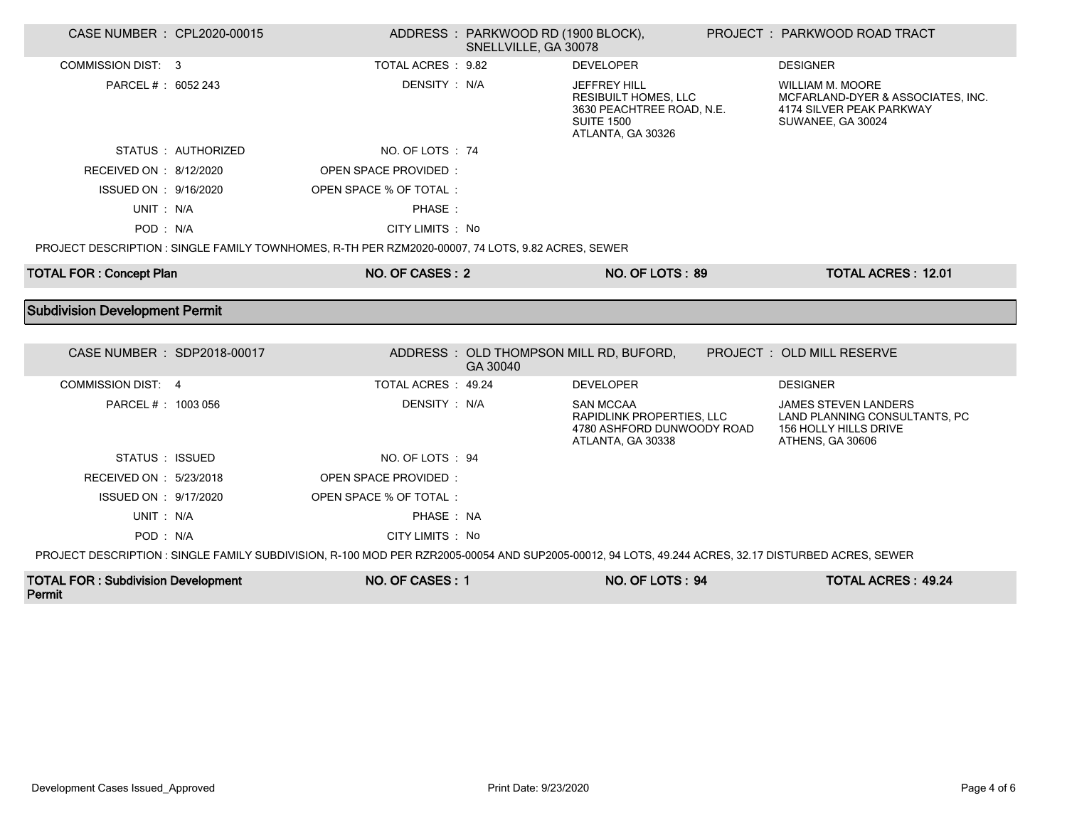| CASE NUMBER : CPL2020-00015 | ADDRESS : PARKWOOD RD (1900 BLOCK), SNELLVILLE, GA 30078 | | PROJECT : PARKWOOD ROAD TRACT |
|---|---|---|---|
| COMMISSION DIST: 3 | TOTAL ACRES : 9.82 | DEVELOPER | DESIGNER |
| PARCEL # : 6052 243 | DENSITY : N/A | JEFFREY HILL<br>RESIBUILT HOMES, LLC<br>3630 PEACHTREE ROAD, N.E.<br>SUITE 1500<br>ATLANTA, GA 30326 | WILLIAM M. MOORE<br>MCFARLAND-DYER & ASSOCIATES, INC.<br>4174 SILVER PEAK PARKWAY<br>SUWANEE, GA 30024 |
| STATUS : AUTHORIZED | NO. OF LOTS : 74 | | |
| RECEIVED ON : 8/12/2020 | OPEN SPACE PROVIDED : | | |
| ISSUED ON : 9/16/2020 | OPEN SPACE % OF TOTAL : | | |
| UNIT : N/A | PHASE : | | |
| POD : N/A | CITY LIMITS : No | | |

PROJECT DESCRIPTION : SINGLE FAMILY TOWNHOMES, R-TH PER RZM2020-00007, 74 LOTS, 9.82 ACRES, SEWER

| **TOTAL FOR : Concept Plan** | **NO. OF CASES : 2** | **NO. OF LOTS : 89** | **TOTAL ACRES : 12.01** |
|---|---|---|---|

## Subdivision Development Permit

| CASE NUMBER : SDP2018-00017 | ADDRESS : OLD THOMPSON MILL RD, BUFORD, GA 30040 | | PROJECT : OLD MILL RESERVE |
|---|---|---|---|
| COMMISSION DIST: 4 | TOTAL ACRES : 49.24 | DEVELOPER | DESIGNER |
| PARCEL # : 1003 056 | DENSITY : N/A | SAN MCCAA<br>RAPIDLINK PROPERTIES, LLC<br>4780 ASHFORD DUNWOODY ROAD<br>ATLANTA, GA 30338 | JAMES STEVEN LANDERS<br>LAND PLANNING CONSULTANTS, PC<br>156 HOLLY HILLS DRIVE<br>ATHENS, GA 30606 |
| STATUS : ISSUED | NO. OF LOTS : 94 | | |
| RECEIVED ON : 5/23/2018 | OPEN SPACE PROVIDED : | | |
| ISSUED ON : 9/17/2020 | OPEN SPACE % OF TOTAL : | | |
| UNIT : N/A | PHASE : NA | | |
| POD : N/A | CITY LIMITS : No | | |

PROJECT DESCRIPTION : SINGLE FAMILY SUBDIVISION, R-100 MOD PER RZR2005-00054 AND SUP2005-00012, 94 LOTS, 49.244 ACRES, 32.17 DISTURBED ACRES, SEWER

| **TOTAL FOR : Subdivision Development Permit** | **NO. OF CASES : 1** | **NO. OF LOTS : 94** | **TOTAL ACRES : 49.24** |
|---|---|---|---|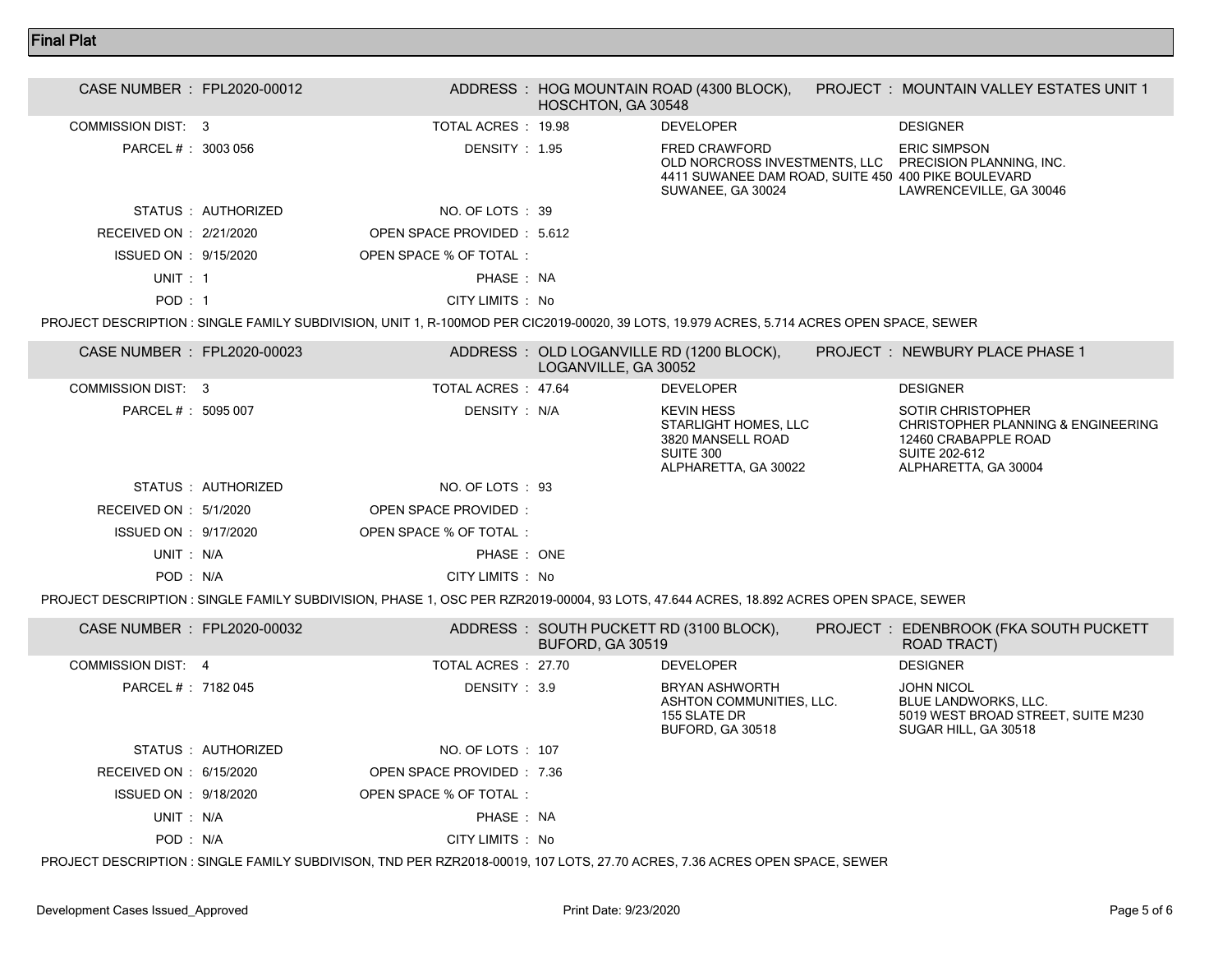## Final Plat

| | | | | | |
|---|---|---|---|---|---|
| CASE NUMBER : | FPL2020-00012 | ADDRESS : | HOG MOUNTAIN ROAD (4300 BLOCK), HOSCHTON, GA 30548 | PROJECT : | MOUNTAIN VALLEY ESTATES UNIT 1 |
| COMMISSION DIST: | 3 | TOTAL ACRES : | 19.98 | DEVELOPER | DESIGNER |
| PARCEL # : | 3003 056 | DENSITY : | 1.95 | FRED CRAWFORD<br>OLD NORCROSS INVESTMENTS, LLC<br>4411 SUWANEE DAM ROAD, SUITE 450<br>SUWANEE, GA 30024 | ERIC SIMPSON<br>PRECISION PLANNING, INC.<br>400 PIKE BOULEVARD<br>LAWRENCEVILLE, GA 30046 |
| STATUS : | AUTHORIZED | NO. OF LOTS : | 39 | | |
| RECEIVED ON : | 2/21/2020 | OPEN SPACE PROVIDED : | 5.612 | | |
| ISSUED ON : | 9/15/2020 | OPEN SPACE % OF TOTAL : | | | |
| UNIT : | 1 | PHASE : | NA | | |
| POD : | 1 | CITY LIMITS : | No | | |

PROJECT DESCRIPTION : SINGLE FAMILY SUBDIVISION, UNIT 1, R-100MOD PER CIC2019-00020, 39 LOTS, 19.979 ACRES, 5.714 ACRES OPEN SPACE, SEWER

| | | | | | |
|---|---|---|---|---|---|
| CASE NUMBER : | FPL2020-00023 | ADDRESS : | OLD LOGANVILLE RD (1200 BLOCK), LOGANVILLE, GA 30052 | PROJECT : | NEWBURY PLACE PHASE 1 |
| COMMISSION DIST: | 3 | TOTAL ACRES : | 47.64 | DEVELOPER | DESIGNER |
| PARCEL # : | 5095 007 | DENSITY : | N/A | KEVIN HESS<br>STARLIGHT HOMES, LLC<br>3820 MANSELL ROAD<br>SUITE 300<br>ALPHARETTA, GA 30022 | SOTIR CHRISTOPHER<br>CHRISTOPHER PLANNING & ENGINEERING<br>12460 CRABAPPLE ROAD<br>SUITE 202-612<br>ALPHARETTA, GA 30004 |
| STATUS : | AUTHORIZED | NO. OF LOTS : | 93 | | |
| RECEIVED ON : | 5/1/2020 | OPEN SPACE PROVIDED : | | | |
| ISSUED ON : | 9/17/2020 | OPEN SPACE % OF TOTAL : | | | |
| UNIT : | N/A | PHASE : | ONE | | |
| POD : | N/A | CITY LIMITS : | No | | |

PROJECT DESCRIPTION : SINGLE FAMILY SUBDIVISION, PHASE 1, OSC PER RZR2019-00004, 93 LOTS, 47.644 ACRES, 18.892 ACRES OPEN SPACE, SEWER

| | | | | | |
|---|---|---|---|---|---|
| CASE NUMBER : | FPL2020-00032 | ADDRESS : | SOUTH PUCKETT RD (3100 BLOCK), BUFORD, GA 30519 | PROJECT : | EDENBROOK (FKA SOUTH PUCKETT ROAD TRACT) |
| COMMISSION DIST: | 4 | TOTAL ACRES : | 27.70 | DEVELOPER | DESIGNER |
| PARCEL # : | 7182 045 | DENSITY : | 3.9 | BRYAN ASHWORTH<br>ASHTON COMMUNITIES, LLC.<br>155 SLATE DR<br>BUFORD, GA 30518 | JOHN NICOL<br>BLUE LANDWORKS, LLC.<br>5019 WEST BROAD STREET, SUITE M230<br>SUGAR HILL, GA 30518 |
| STATUS : | AUTHORIZED | NO. OF LOTS : | 107 | | |
| RECEIVED ON : | 6/15/2020 | OPEN SPACE PROVIDED : | 7.36 | | |
| ISSUED ON : | 9/18/2020 | OPEN SPACE % OF TOTAL : | | | |
| UNIT : | N/A | PHASE : | NA | | |
| POD : | N/A | CITY LIMITS : | No | | |

PROJECT DESCRIPTION : SINGLE FAMILY SUBDIVISON, TND PER RZR2018-00019, 107 LOTS, 27.70 ACRES, 7.36 ACRES OPEN SPACE, SEWER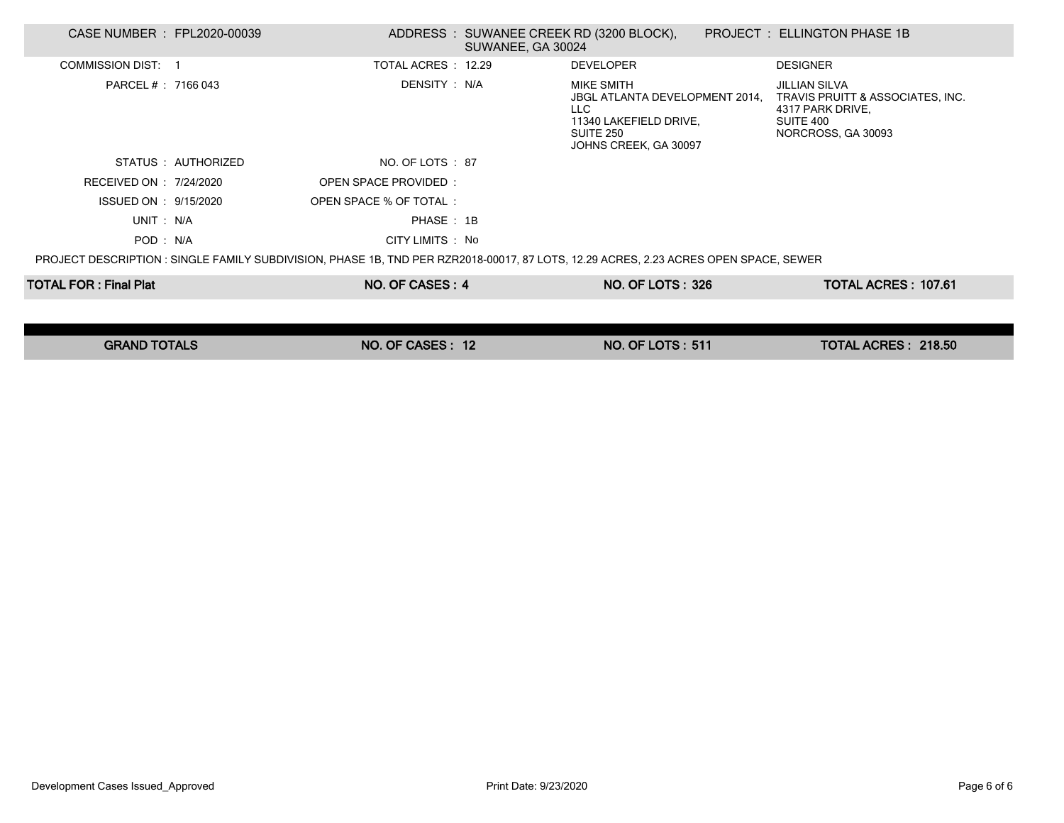| | | | | | |
|---|---|---|---|---|---|
| CASE NUMBER : FPL2020-00039 | | ADDRESS : SUWANEE CREEK RD (3200 BLOCK), SUWANEE, GA 30024 | | PROJECT : ELLINGTON PHASE 1B | |
| COMMISSION DIST: 1 | TOTAL ACRES : 12.29 | DEVELOPER | | DESIGNER | |
| PARCEL # : 7166 043 | DENSITY : N/A | MIKE SMITH<br>JBGL ATLANTA DEVELOPMENT 2014, LLC<br>11340 LAKEFIELD DRIVE,<br>SUITE 250<br>JOHNS CREEK, GA 30097 | | JILLIAN SILVA<br>TRAVIS PRUITT & ASSOCIATES, INC.<br>4317 PARK DRIVE,<br>SUITE 400<br>NORCROSS, GA 30093 | |
| STATUS : AUTHORIZED | NO. OF LOTS : 87 | | | | |
| RECEIVED ON : 7/24/2020 | OPEN SPACE PROVIDED : | | | | |
| ISSUED ON : 9/15/2020 | OPEN SPACE % OF TOTAL : | | | | |
| UNIT : N/A | PHASE : 1B | | | | |
| POD : N/A | CITY LIMITS : No | | | | |

PROJECT DESCRIPTION : SINGLE FAMILY SUBDIVISION, PHASE 1B, TND PER RZR2018-00017, 87 LOTS, 12.29 ACRES, 2.23 ACRES OPEN SPACE, SEWER

| | | | |
|---|---|---|---|
| **TOTAL FOR : Final Plat** | **NO. OF CASES : 4** | **NO. OF LOTS : 326** | **TOTAL ACRES : 107.61** |

| | | | |
|---|---|---|---|
| **GRAND TOTALS** | **NO. OF CASES : 12** | **NO. OF LOTS : 511** | **TOTAL ACRES : 218.50** |

Development Cases Issued_Approved

Print Date: 9/23/2020